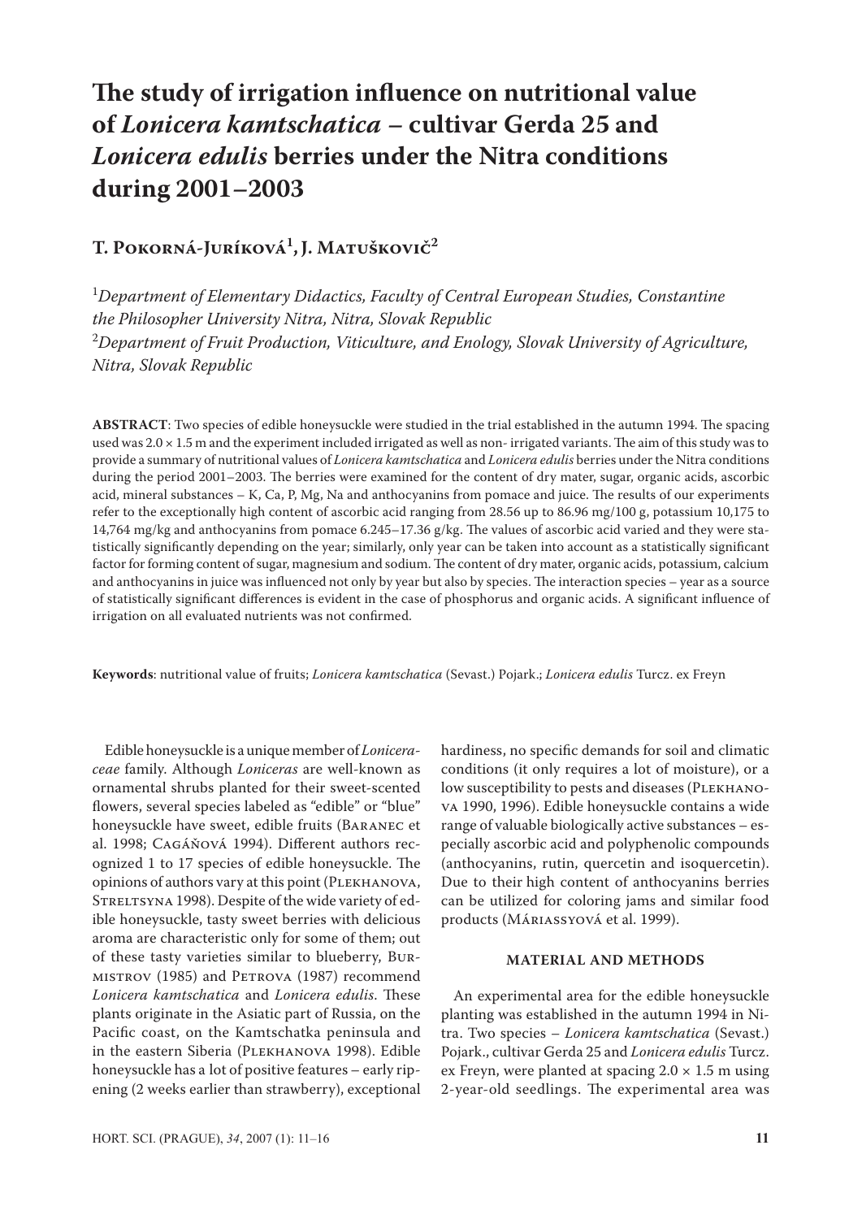# The study of irrigation influence on nutritional value of *Lonicera kamtschatica* – cultivar Gerda 25 and *Lonicera edulis* berries under the Nitra conditions during 2001–2003

## T. Pokorná-Juríková[1], J. Matuškovič[2]

[1]*Department of Elementary Didactics, Faculty of Central European Studies, Constantine the Philosopher University Nitra, Nitra, Slovak Republic*
[2]*Department of Fruit Production, Viticulture, and Enology, Slovak University of Agriculture, Nitra, Slovak Republic*

**ABSTRACT**: Two species of edible honeysuckle were studied in the trial established in the autumn 1994. The spacing used was 2.0 × 1.5 m and the experiment included irrigated as well as non- irrigated variants. The aim of this study was to provide a summary of nutritional values of *Lonicera kamtschatica* and *Lonicera edulis* berries under the Nitra conditions during the period 2001–2003. The berries were examined for the content of dry mater, sugar, organic acids, ascorbic acid, mineral substances – K, Ca, P, Mg, Na and anthocyanins from pomace and juice. The results of our experiments refer to the exceptionally high content of ascorbic acid ranging from 28.56 up to 86.96 mg/100 g, potassium 10,175 to 14,764 mg/kg and anthocyanins from pomace 6.245–17.36 g/kg. The values of ascorbic acid varied and they were statistically significantly depending on the year; similarly, only year can be taken into account as a statistically significant factor for forming content of sugar, magnesium and sodium. The content of dry mater, organic acids, potassium, calcium and anthocyanins in juice was influenced not only by year but also by species. The interaction species – year as a source of statistically significant differences is evident in the case of phosphorus and organic acids. A significant influence of irrigation on all evaluated nutrients was not confirmed.

**Keywords**: nutritional value of fruits; *Lonicera kamtschatica* (Sevast.) Pojark.; *Lonicera edulis* Turcz. ex Freyn

Edible honeysuckle is a unique member of *Loniceraceae* family. Although *Loniceras* are well-known as ornamental shrubs planted for their sweet-scented flowers, several species labeled as "edible" or "blue" honeysuckle have sweet, edible fruits (Baranec et al. 1998; Cagáňová 1994). Different authors recognized 1 to 17 species of edible honeysuckle. The opinions of authors vary at this point (Plekhanova, Streltsyna 1998). Despite of the wide variety of edible honeysuckle, tasty sweet berries with delicious aroma are characteristic only for some of them; out of these tasty varieties similar to blueberry, Burmistrov (1985) and Petrova (1987) recommend *Lonicera kamtschatica* and *Lonicera edulis*. These plants originate in the Asiatic part of Russia, on the Pacific coast, on the Kamtschatka peninsula and in the eastern Siberia (Plekhanova 1998). Edible honeysuckle has a lot of positive features – early ripening (2 weeks earlier than strawberry), exceptional hardiness, no specific demands for soil and climatic conditions (it only requires a lot of moisture), or a low susceptibility to pests and diseases (Plekhanova 1990, 1996). Edible honeysuckle contains a wide range of valuable biologically active substances – especially ascorbic acid and polyphenolic compounds (anthocyanins, rutin, quercetin and isoquercetin). Due to their high content of anthocyanins berries can be utilized for coloring jams and similar food products (Máriassyová et al. 1999).

### MATERIAL AND METHODS

An experimental area for the edible honeysuckle planting was established in the autumn 1994 in Nitra. Two species – *Lonicera kamtschatica* (Sevast.) Pojark., cultivar Gerda 25 and *Lonicera edulis* Turcz. ex Freyn, were planted at spacing 2.0 × 1.5 m using 2-year-old seedlings. The experimental area was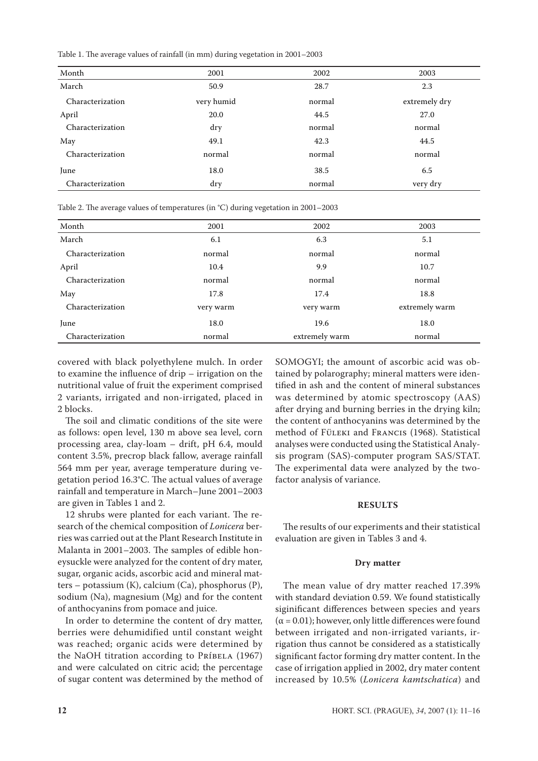Table 1. The average values of rainfall (in mm) during vegetation in 2001–2003

| Month | 2001 | 2002 | 2003 |
|---|---|---|---|
| March | 50.9 | 28.7 | 2.3 |
| Characterization | very humid | normal | extremely dry |
| April | 20.0 | 44.5 | 27.0 |
| Characterization | dry | normal | normal |
| May | 49.1 | 42.3 | 44.5 |
| Characterization | normal | normal | normal |
| June | 18.0 | 38.5 | 6.5 |
| Characterization | dry | normal | very dry |

Table 2. The average values of temperatures (in °C) during vegetation in 2001–2003

| Month | 2001 | 2002 | 2003 |
|---|---|---|---|
| March | 6.1 | 6.3 | 5.1 |
| Characterization | normal | normal | normal |
| April | 10.4 | 9.9 | 10.7 |
| Characterization | normal | normal | normal |
| May | 17.8 | 17.4 | 18.8 |
| Characterization | very warm | very warm | extremely warm |
| June | 18.0 | 19.6 | 18.0 |
| Characterization | normal | extremely warm | normal |

covered with black polyethylene mulch. In order to examine the influence of drip – irrigation on the nutritional value of fruit the experiment comprised 2 variants, irrigated and non-irrigated, placed in 2 blocks.

The soil and climatic conditions of the site were as follows: open level, 130 m above sea level, corn processing area, clay-loam – drift, pH 6.4, mould content 3.5%, precrop black fallow, average rainfall 564 mm per year, average temperature during vegetation period 16.3°C. The actual values of average rainfall and temperature in March–June 2001–2003 are given in Tables 1 and 2.

12 shrubs were planted for each variant. The research of the chemical composition of *Lonicera* berries was carried out at the Plant Research Institute in Malanta in 2001–2003. The samples of edible honeysuckle were analyzed for the content of dry mater, sugar, organic acids, ascorbic acid and mineral matters – potassium (K), calcium (Ca), phosphorus (P), sodium (Na), magnesium (Mg) and for the content of anthocyanins from pomace and juice.

In order to determine the content of dry matter, berries were dehumidified until constant weight was reached; organic acids were determined by the NaOH titration according to Príbela (1967) and were calculated on citric acid; the percentage of sugar content was determined by the method of SOMOGYI; the amount of ascorbic acid was obtained by polarography; mineral matters were identified in ash and the content of mineral substances was determined by atomic spectroscopy (AAS) after drying and burning berries in the drying kiln; the content of anthocyanins was determined by the method of Füleki and Francis (1968). Statistical analyses were conducted using the Statistical Analysis program (SAS)-computer program SAS/STAT. The experimental data were analyzed by the two-factor analysis of variance.

## RESULTS

The results of our experiments and their statistical evaluation are given in Tables 3 and 4.

### Dry matter

The mean value of dry matter reached 17.39% with standard deviation 0.59. We found statistically siginificant differences between species and years ($\alpha = 0.01$); however, only little differences were found between irrigated and non-irrigated variants, irrigation thus cannot be considered as a statistically significant factor forming dry matter content. In the case of irrigation applied in 2002, dry mater content increased by 10.5% (*Lonicera kamtschatica*) and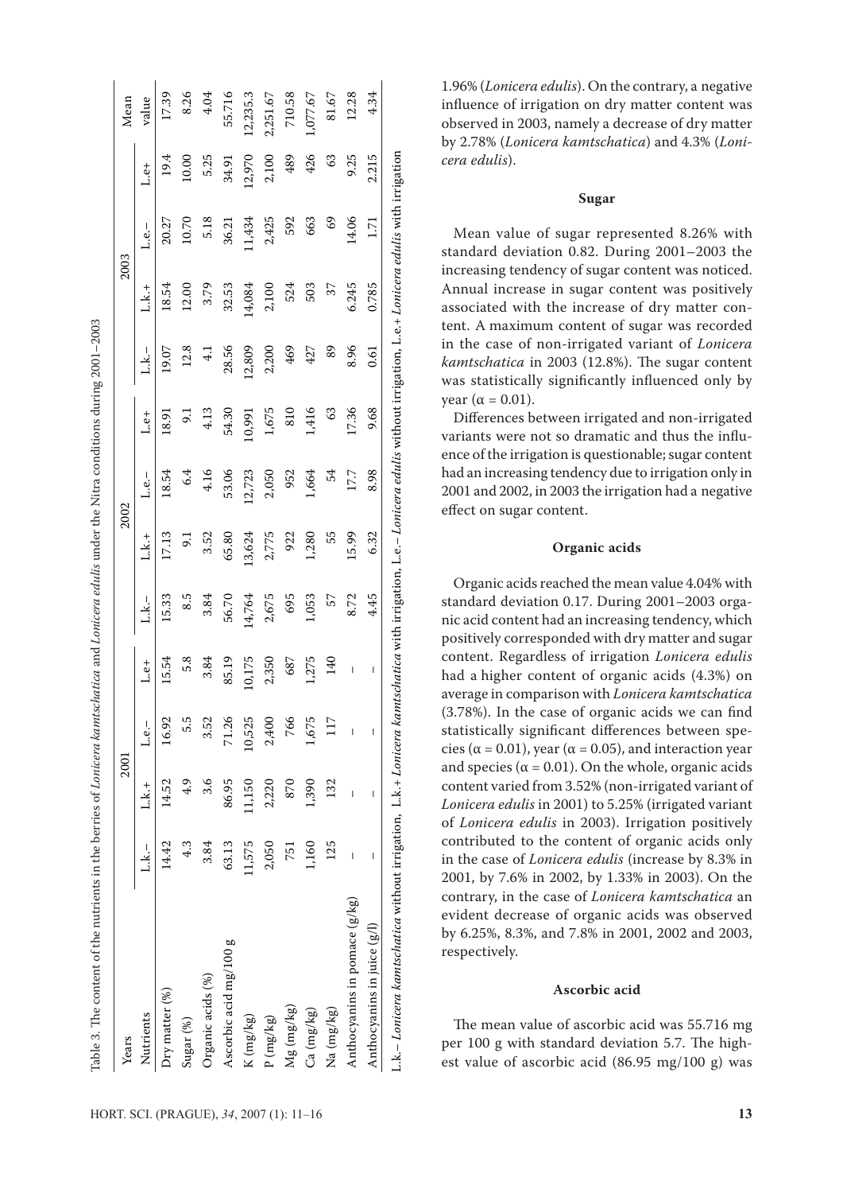Table 3. The content of the nutrients in the berries of *Lonicera kamtschatica* and *Lonicera edulis* under the Nitra conditions during 2001–2003

| Years | 2001 | | | | 2002 | | | | 2003 | | | | Mean |
|---|---|---|---|---|---|---|---|---|---|---|---|---|---|
| Nutrients | L.k.– | L.k.+ | L.e.– | L.e+ | L.k.– | L.k.+ | L.e.– | L.e+ | L.k.– | L.k.+ | L.e.– | L.e+ | value |
| Dry matter (%) | 14.42 | 14.52 | 16.92 | 15.54 | 15.33 | 17.13 | 18.54 | 18.91 | 19.07 | 18.54 | 20.27 | 19.4 | 17.39 |
| Sugar (%) | 4.3 | 4.9 | 5.5 | 5.8 | 8.5 | 9.1 | 6.4 | 9.1 | 12.8 | 12.00 | 10.70 | 10.00 | 8.26 |
| Organic acids (%) | 3.84 | 3.6 | 3.52 | 3.84 | 3.84 | 3.52 | 4.16 | 4.13 | 4.1 | 3.79 | 5.18 | 5.25 | 4.04 |
| Ascorbic acid mg/100 g | 63.13 | 86.95 | 71.26 | 85.19 | 56.70 | 65.80 | 53.06 | 54.30 | 28.56 | 32.53 | 36.21 | 34.91 | 55.716 |
| K (mg/kg) | 11,575 | 11,150 | 10,525 | 10,175 | 14,764 | 13,624 | 12,723 | 10,991 | 12,809 | 14,084 | 11,434 | 12,970 | 12,235.3 |
| P (mg/kg) | 2,050 | 2,220 | 2,400 | 2,350 | 2,675 | 2,775 | 2,050 | 1,675 | 2,200 | 2,100 | 2,425 | 2,100 | 2,251.67 |
| Mg (mg/kg) | 751 | 870 | 766 | 687 | 695 | 922 | 952 | 810 | 469 | 524 | 592 | 489 | 710.58 |
| Ca (mg/kg) | 1,160 | 1,390 | 1,675 | 1,275 | 1,053 | 1,280 | 1,664 | 1,416 | 427 | 503 | 663 | 426 | 1,077.67 |
| Na (mg/kg) | 125 | 132 | 117 | 140 | 57 | 55 | 54 | 63 | 89 | 37 | 69 | 63 | 81.67 |
| Anthocyanins in pomace (g/kg) | – | – | – | – | 8.72 | 15.99 | 17.7 | 17.36 | 8.96 | 6.245 | 14.06 | 9.25 | 12.28 |
| Anthocyanins in juice (g/l) | – | – | – | – | 4.45 | 6.32 | 8.98 | 9.68 | 0.61 | 0.785 | 1.71 | 2.215 | 4.34 |

L.k.– *Lonicera kamtschatica* without irrigation, L.k.+ *Lonicera kamtschatica* with irrigation, L.e.– *Lonicera edulis* without irrigation, L.e.+ *Lonicera edulis* with irrigation

1.96% (*Lonicera edulis*). On the contrary, a negative influence of irrigation on dry matter content was observed in 2003, namely a decrease of dry matter by 2.78% (*Lonicera kamtschatica*) and 4.3% (*Lonicera edulis*).

### Sugar

Mean value of sugar represented 8.26% with standard deviation 0.82. During 2001–2003 the increasing tendency of sugar content was noticed. Annual increase in sugar content was positively associated with the increase of dry matter content. A maximum content of sugar was recorded in the case of non-irrigated variant of *Lonicera kamtschatica* in 2003 (12.8%). The sugar content was statistically significantly influenced only by year ($\alpha = 0.01$).

Differences between irrigated and non-irrigated variants were not so dramatic and thus the influence of the irrigation is questionable; sugar content had an increasing tendency due to irrigation only in 2001 and 2002, in 2003 the irrigation had a negative effect on sugar content.

### Organic acids

Organic acids reached the mean value 4.04% with standard deviation 0.17. During 2001–2003 organic acid content had an increasing tendency, which positively corresponded with dry matter and sugar content. Regardless of irrigation *Lonicera edulis* had a higher content of organic acids (4.3%) on average in comparison with *Lonicera kamtschatica* (3.78%). In the case of organic acids we can find statistically significant differences between species ($\alpha = 0.01$), year ($\alpha = 0.05$), and interaction year and species ($\alpha = 0.01$). On the whole, organic acids content varied from 3.52% (non-irrigated variant of *Lonicera edulis* in 2001) to 5.25% (irrigated variant of *Lonicera edulis* in 2003). Irrigation positively contributed to the content of organic acids only in the case of *Lonicera edulis* (increase by 8.3% in 2001, by 7.6% in 2002, by 1.33% in 2003). On the contrary, in the case of *Lonicera kamtschatica* an evident decrease of organic acids was observed by 6.25%, 8.3%, and 7.8% in 2001, 2002 and 2003, respectively.

### Ascorbic acid

The mean value of ascorbic acid was 55.716 mg per 100 g with standard deviation 5.7. The highest value of ascorbic acid (86.95 mg/100 g) was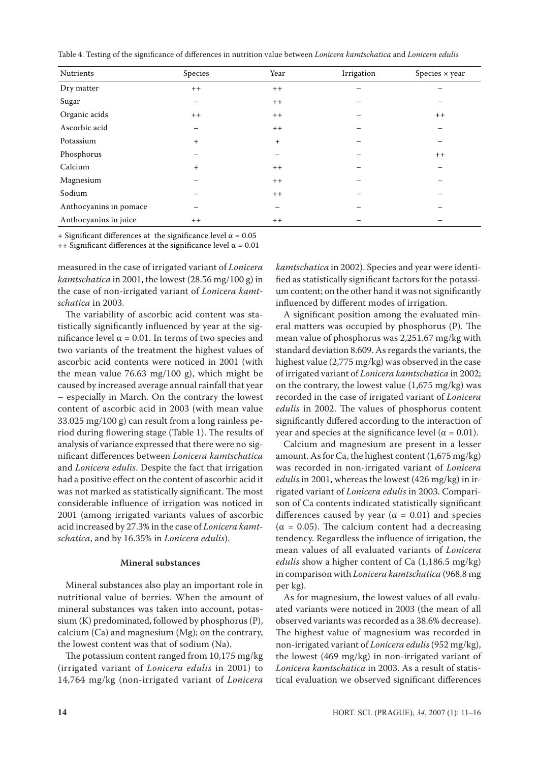Table 4. Testing of the significance of differences in nutrition value between *Lonicera kamtschatica* and *Lonicera edulis*

| Nutrients | Species | Year | Irrigation | Species × year |
|---|---|---|---|---|
| Dry matter | ++ | ++ | – | – |
| Sugar | – | ++ | – | – |
| Organic acids | ++ | ++ | – | ++ |
| Ascorbic acid | – | ++ | – | – |
| Potassium | + | + | – | – |
| Phosphorus | – | – | – | ++ |
| Calcium | + | ++ | – | – |
| Magnesium | – | ++ | – | – |
| Sodium | – | ++ | – | – |
| Anthocyanins in pomace | – | – | – | – |
| Anthocyanins in juice | ++ | ++ | – | – |

+ Significant differences at the significance level $\alpha = 0.05$

++ Significant differences at the significance level $\alpha = 0.01$

measured in the case of irrigated variant of *Lonicera kamtschatica* in 2001, the lowest (28.56 mg/100 g) in the case of non-irrigated variant of *Lonicera kamtschatica* in 2003.

The variability of ascorbic acid content was statistically significantly influenced by year at the significance level $\alpha = 0.01$. In terms of two species and two variants of the treatment the highest values of ascorbic acid contents were noticed in 2001 (with the mean value 76.63 mg/100 g), which might be caused by increased average annual rainfall that year – especially in March. On the contrary the lowest content of ascorbic acid in 2003 (with mean value 33.025 mg/100 g) can result from a long rainless period during flowering stage (Table 1). The results of analysis of variance expressed that there were no significant differences between *Lonicera kamtschatica* and *Lonicera edulis*. Despite the fact that irrigation had a positive effect on the content of ascorbic acid it was not marked as statistically significant. The most considerable influence of irrigation was noticed in 2001 (among irrigated variants values of ascorbic acid increased by 27.3% in the case of *Lonicera kamtschatica*, and by 16.35% in *Lonicera edulis*).

### Mineral substances

Mineral substances also play an important role in nutritional value of berries. When the amount of mineral substances was taken into account, potassium (K) predominated, followed by phosphorus (P), calcium (Ca) and magnesium (Mg); on the contrary, the lowest content was that of sodium (Na).

The potassium content ranged from 10,175 mg/kg (irrigated variant of *Lonicera edulis* in 2001) to 14,764 mg/kg (non-irrigated variant of *Lonicera kamtschatica* in 2002). Species and year were identified as statistically significant factors for the potassium content; on the other hand it was not significantly influenced by different modes of irrigation.

A significant position among the evaluated mineral matters was occupied by phosphorus (P). The mean value of phosphorus was 2,251.67 mg/kg with standard deviation 8.609. As regards the variants, the highest value (2,775 mg/kg) was observed in the case of irrigated variant of *Lonicera kamtschatica* in 2002; on the contrary, the lowest value (1,675 mg/kg) was recorded in the case of irrigated variant of *Lonicera edulis* in 2002. The values of phosphorus content significantly differed according to the interaction of year and species at the significance level ($\alpha = 0.01$).

Calcium and magnesium are present in a lesser amount. As for Ca, the highest content (1,675 mg/kg) was recorded in non-irrigated variant of *Lonicera edulis* in 2001, whereas the lowest (426 mg/kg) in irrigated variant of *Lonicera edulis* in 2003. Comparison of Ca contents indicated statistically significant differences caused by year ($\alpha = 0.01$) and species ($\alpha = 0.05$). The calcium content had a decreasing tendency. Regardless the influence of irrigation, the mean values of all evaluated variants of *Lonicera edulis* show a higher content of Ca (1,186.5 mg/kg) in comparison with *Lonicera kamtschatica* (968.8 mg per kg).

As for magnesium, the lowest values of all evaluated variants were noticed in 2003 (the mean of all observed variants was recorded as a 38.6% decrease). The highest value of magnesium was recorded in non-irrigated variant of *Lonicera edulis* (952 mg/kg), the lowest (469 mg/kg) in non-irrigated variant of *Lonicera kamtschatica* in 2003. As a result of statistical evaluation we observed significant differences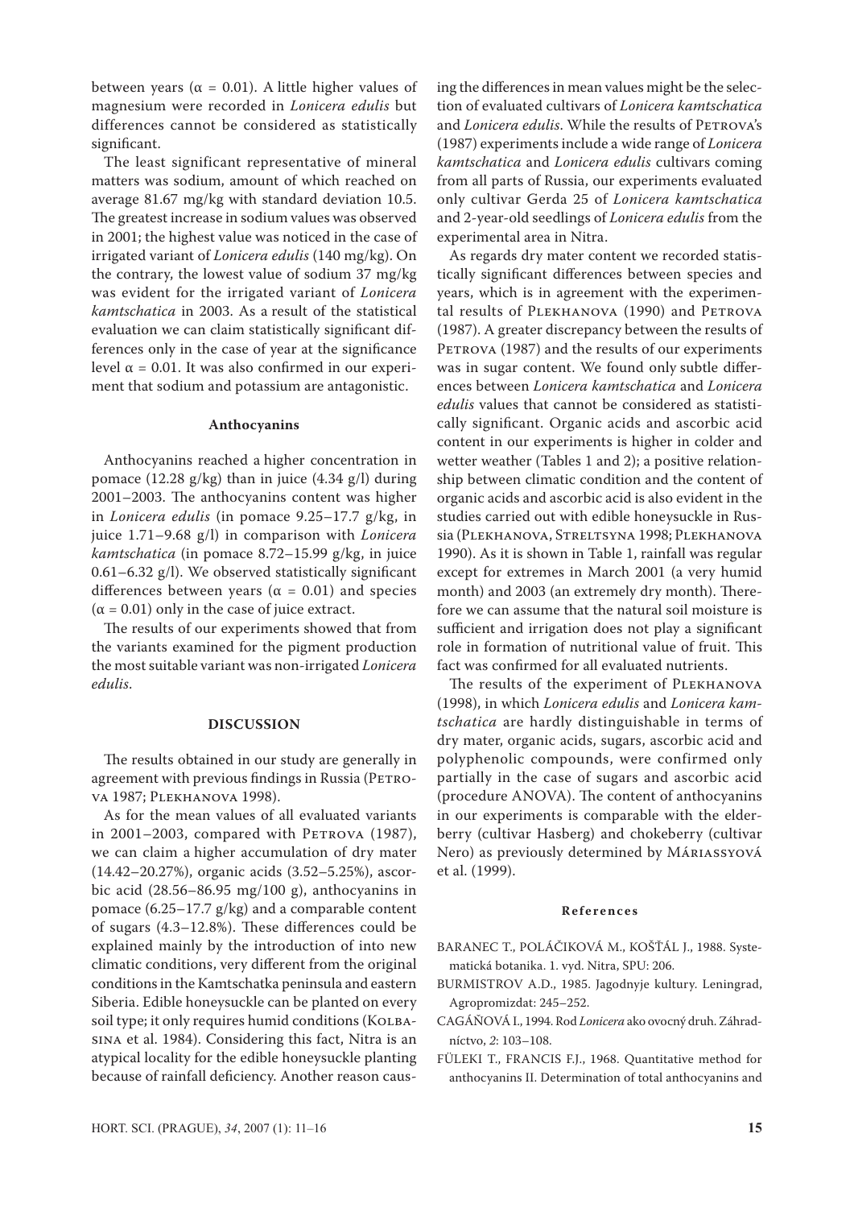between years ($\alpha = 0.01$). A little higher values of magnesium were recorded in *Lonicera edulis* but differences cannot be considered as statistically significant.

The least significant representative of mineral matters was sodium, amount of which reached on average 81.67 mg/kg with standard deviation 10.5. The greatest increase in sodium values was observed in 2001; the highest value was noticed in the case of irrigated variant of *Lonicera edulis* (140 mg/kg). On the contrary, the lowest value of sodium 37 mg/kg was evident for the irrigated variant of *Lonicera kamtschatica* in 2003. As a result of the statistical evaluation we can claim statistically significant differences only in the case of year at the significance level $\alpha = 0.01$. It was also confirmed in our experiment that sodium and potassium are antagonistic.

### Anthocyanins

Anthocyanins reached a higher concentration in pomace (12.28 g/kg) than in juice (4.34 g/l) during 2001–2003. The anthocyanins content was higher in *Lonicera edulis* (in pomace 9.25–17.7 g/kg, in juice 1.71–9.68 g/l) in comparison with *Lonicera kamtschatica* (in pomace 8.72–15.99 g/kg, in juice 0.61–6.32 g/l). We observed statistically significant differences between years ($\alpha = 0.01$) and species ($\alpha = 0.01$) only in the case of juice extract.

The results of our experiments showed that from the variants examined for the pigment production the most suitable variant was non-irrigated *Lonicera edulis*.

## DISCUSSION

The results obtained in our study are generally in agreement with previous findings in Russia (Petrova 1987; Plekhanova 1998).

As for the mean values of all evaluated variants in 2001–2003, compared with Petrova (1987), we can claim a higher accumulation of dry mater (14.42–20.27%), organic acids (3.52–5.25%), ascorbic acid (28.56–86.95 mg/100 g), anthocyanins in pomace (6.25–17.7 g/kg) and a comparable content of sugars (4.3–12.8%). These differences could be explained mainly by the introduction of into new climatic conditions, very different from the original conditions in the Kamtschatka peninsula and eastern Siberia. Edible honeysuckle can be planted on every soil type; it only requires humid conditions (Kolbasina et al. 1984). Considering this fact, Nitra is an atypical locality for the edible honeysuckle planting because of rainfall deficiency. Another reason causing the differences in mean values might be the selection of evaluated cultivars of *Lonicera kamtschatica* and *Lonicera edulis*. While the results of Petrova's (1987) experiments include a wide range of *Lonicera kamtschatica* and *Lonicera edulis* cultivars coming from all parts of Russia, our experiments evaluated only cultivar Gerda 25 of *Lonicera kamtschatica* and 2-year-old seedlings of *Lonicera edulis* from the experimental area in Nitra.

As regards dry mater content we recorded statistically significant differences between species and years, which is in agreement with the experimental results of Plekhanova (1990) and Petrova (1987). A greater discrepancy between the results of Petrova (1987) and the results of our experiments was in sugar content. We found only subtle differences between *Lonicera kamtschatica* and *Lonicera edulis* values that cannot be considered as statistically significant. Organic acids and ascorbic acid content in our experiments is higher in colder and wetter weather (Tables 1 and 2); a positive relationship between climatic condition and the content of organic acids and ascorbic acid is also evident in the studies carried out with edible honeysuckle in Russia (Plekhanova, Streltsyna 1998; Plekhanova 1990). As it is shown in Table 1, rainfall was regular except for extremes in March 2001 (a very humid month) and 2003 (an extremely dry month). Therefore we can assume that the natural soil moisture is sufficient and irrigation does not play a significant role in formation of nutritional value of fruit. This fact was confirmed for all evaluated nutrients.

The results of the experiment of Plekhanova (1998), in which *Lonicera edulis* and *Lonicera kamtschatica* are hardly distinguishable in terms of dry mater, organic acids, sugars, ascorbic acid and polyphenolic compounds, were confirmed only partially in the case of sugars and ascorbic acid (procedure ANOVA). The content of anthocyanins in our experiments is comparable with the elderberry (cultivar Hasberg) and chokeberry (cultivar Nero) as previously determined by Máriassyová et al. (1999).

### References

BARANEC T., POLÁČIKOVÁ M., KOŠŤÁL J., 1988. Systematická botanika. 1. vyd. Nitra, SPU: 206.

BURMISTROV A.D., 1985. Jagodnyje kultury. Leningrad, Agropromizdat: 245–252.

CAGÁŇOVÁ I., 1994. Rod *Lonicera* ako ovocný druh. Záhradníctvo, *2*: 103–108.

FÜLEKI T., FRANCIS F.J., 1968. Quantitative method for anthocyanins II. Determination of total anthocyanins and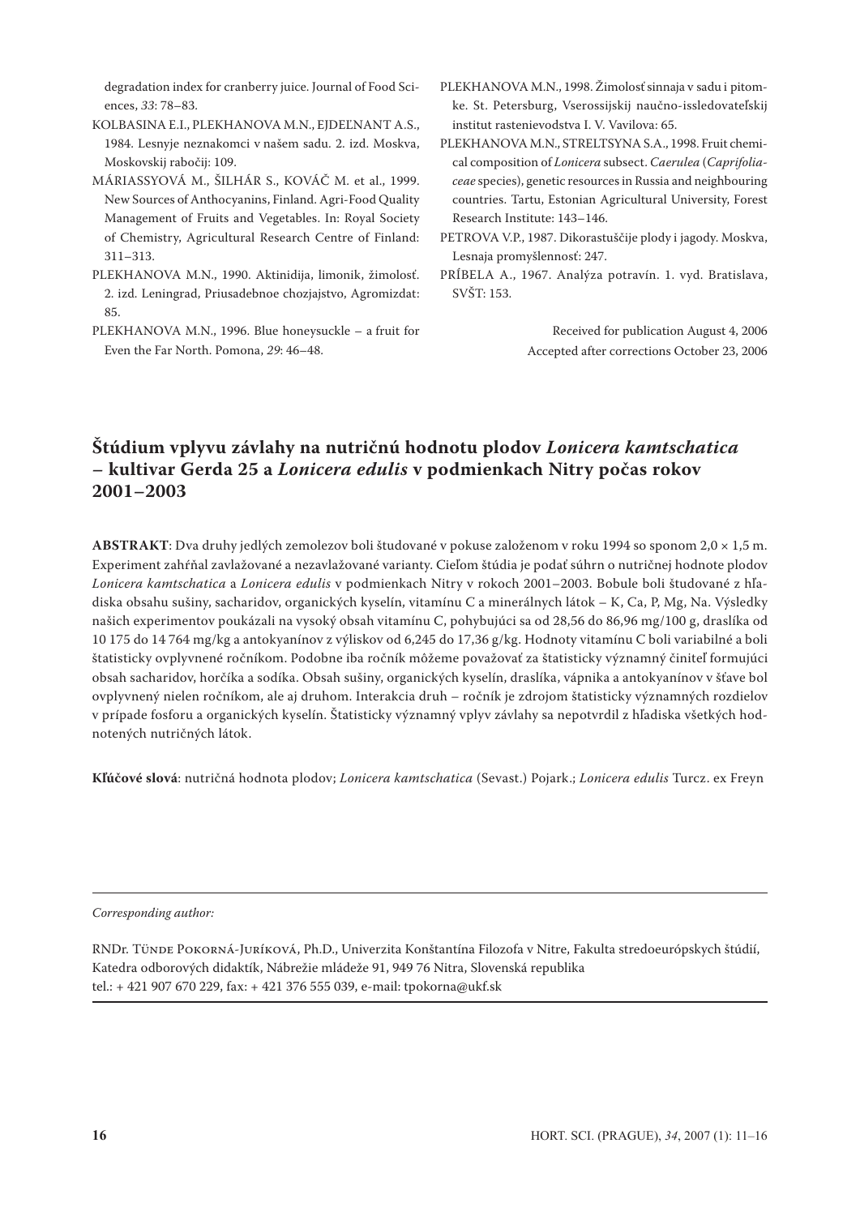degradation index for cranberry juice. Journal of Food Sciences, *33*: 78–83.

KOLBASINA E.I., PLEKHANOVA M.N., EJDEĽNANT A.S., 1984. Lesnyje neznakomci v našem sadu. 2. izd. Moskva, Moskovskij rabočij: 109.

MÁRIASSYOVÁ M., ŠILHÁR S., KOVÁČ M. et al., 1999. New Sources of Anthocyanins, Finland. Agri-Food Quality Management of Fruits and Vegetables. In: Royal Society of Chemistry, Agricultural Research Centre of Finland: 311–313.

PLEKHANOVA M.N., 1990. Aktinidija, limonik, žimolosť. 2. izd. Leningrad, Priusadebnoe chozjajstvo, Agromizdat: 85.

PLEKHANOVA M.N., 1996. Blue honeysuckle – a fruit for Even the Far North. Pomona, *29*: 46–48.

PLEKHANOVA M.N., 1998. Žimolosť sinnaja v sadu i pitomke. St. Petersburg, Vserossijskij naučno-issledovateľskij institut rastenievodstva I. V. Vavilova: 65.

PLEKHANOVA M.N., STRELTSYNA S.A., 1998. Fruit chemical composition of *Lonicera* subsect. *Caerulea* (*Caprifoliaceae* species), genetic resources in Russia and neighbouring countries. Tartu, Estonian Agricultural University, Forest Research Institute: 143–146.

PETROVA V.P., 1987. Dikorastuščije plody i jagody. Moskva, Lesnaja promyšlennosť: 247.

PRÍBELA A., 1967. Analýza potravín. 1. vyd. Bratislava, SVŠT: 153.

Received for publication August 4, 2006
Accepted after corrections October 23, 2006

## Štúdium vplyvu závlahy na nutričnú hodnotu plodov *Lonicera kamtschatica* – kultivar Gerda 25 a *Lonicera edulis* v podmienkach Nitry počas rokov 2001–2003

**ABSTRAKT**: Dva druhy jedlých zemolezov boli študované v pokuse založenom v roku 1994 so sponom 2,0 × 1,5 m. Experiment zahŕňal zavlažované a nezavlažované varianty. Cieľom štúdia je podať súhrn o nutričnej hodnote plodov *Lonicera kamtschatica* a *Lonicera edulis* v podmienkach Nitry v rokoch 2001–2003. Bobule boli študované z hľadiska obsahu sušiny, sacharidov, organických kyselín, vitamínu C a minerálnych látok – K, Ca, P, Mg, Na. Výsledky našich experimentov poukázali na vysoký obsah vitamínu C, pohybujúci sa od 28,56 do 86,96 mg/100 g, draslíka od 10 175 do 14 764 mg/kg a antokyanínov z výliskov od 6,245 do 17,36 g/kg. Hodnoty vitamínu C boli variabilné a boli štatisticky ovplyvnené ročníkom. Podobne iba ročník môžeme považovať za štatisticky významný činiteľ formujúci obsah sacharidov, horčíka a sodíka. Obsah sušiny, organických kyselín, draslíka, vápnika a antokyanínov v šťave bol ovplyvnený nielen ročníkom, ale aj druhom. Interakcia druh – ročník je zdrojom štatisticky významných rozdielov v prípade fosforu a organických kyselín. Štatisticky významný vplyv závlahy sa nepotvrdil z hľadiska všetkých hodnotených nutričných látok.

**Kľúčové slová**: nutričná hodnota plodov; *Lonicera kamtschatica* (Sevast.) Pojark.; *Lonicera edulis* Turcz. ex Freyn

---

*Corresponding author:*

RNDr. Tünde Pokorná-Juríková, Ph.D., Univerzita Konštantína Filozofa v Nitre, Fakulta stredoeurópskych štúdií, Katedra odborových didaktík, Nábrežie mládeže 91, 949 76 Nitra, Slovenská republika
tel.: + 421 907 670 229, fax: + 421 376 555 039, e-mail: tpokorna@ukf.sk